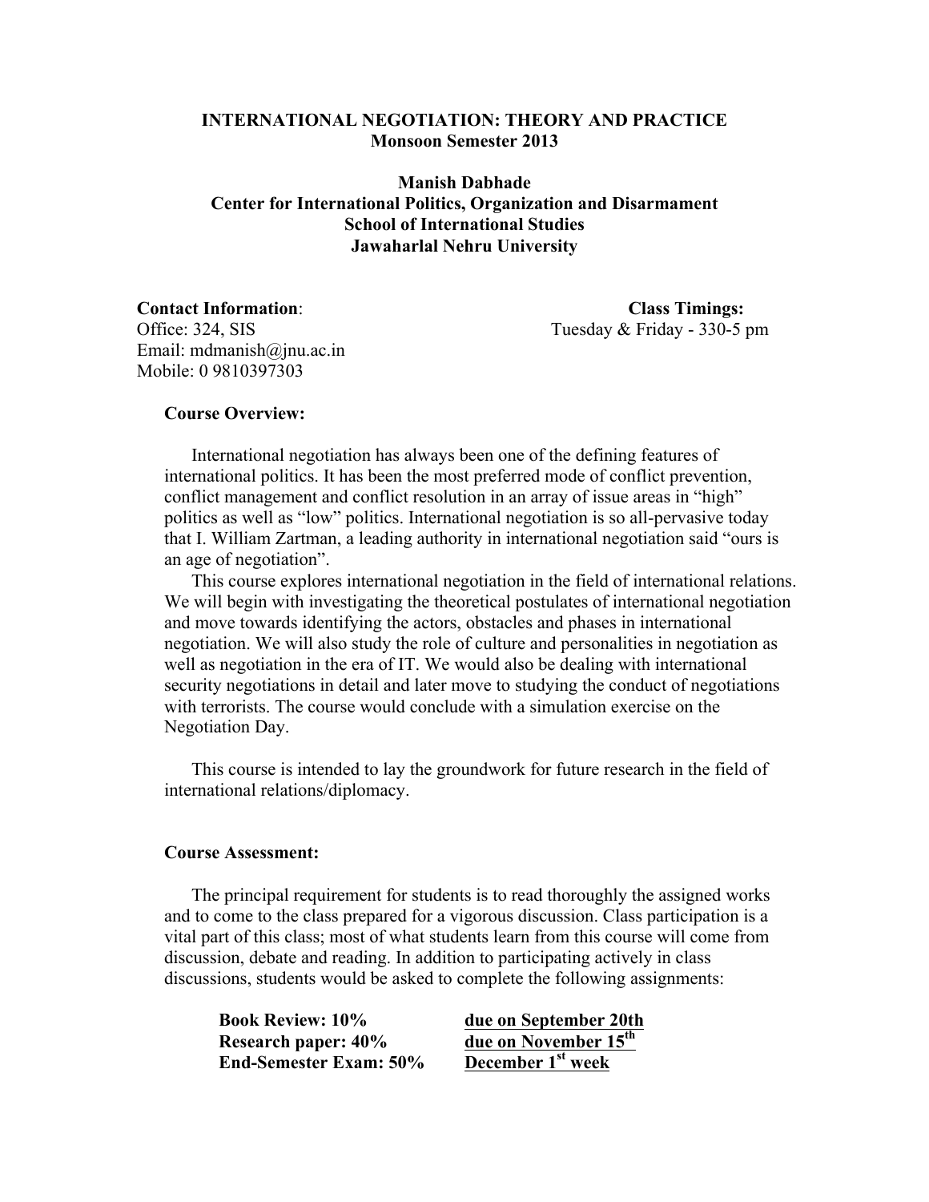# INTERNATIONAL NEGOTIATION: THEORY AND PRACTICE
**Monsoon Semester 2013**

**Manish Dabhade**
**Center for International Politics, Organization and Disarmament**
**School of International Studies**
**Jawaharlal Nehru University**

**Contact Information**:
Office: 324, SIS
Email: mdmanish@jnu.ac.in
Mobile: 0 9810397303

**Class Timings:**
Tuesday & Friday - 330-5 pm

## Course Overview:

International negotiation has always been one of the defining features of international politics. It has been the most preferred mode of conflict prevention, conflict management and conflict resolution in an array of issue areas in "high" politics as well as "low" politics. International negotiation is so all-pervasive today that I. William Zartman, a leading authority in international negotiation said "ours is an age of negotiation".

This course explores international negotiation in the field of international relations. We will begin with investigating the theoretical postulates of international negotiation and move towards identifying the actors, obstacles and phases in international negotiation. We will also study the role of culture and personalities in negotiation as well as negotiation in the era of IT. We would also be dealing with international security negotiations in detail and later move to studying the conduct of negotiations with terrorists. The course would conclude with a simulation exercise on the Negotiation Day.

This course is intended to lay the groundwork for future research in the field of international relations/diplomacy.

## Course Assessment:

The principal requirement for students is to read thoroughly the assigned works and to come to the class prepared for a vigorous discussion. Class participation is a vital part of this class; most of what students learn from this course will come from discussion, debate and reading. In addition to participating actively in class discussions, students would be asked to complete the following assignments:

| | |
|---|---|
| **Book Review: 10%** | **due on September 20th** |
| **Research paper: 40%** | **due on November 15th** |
| **End-Semester Exam: 50%** | **December 1st week** |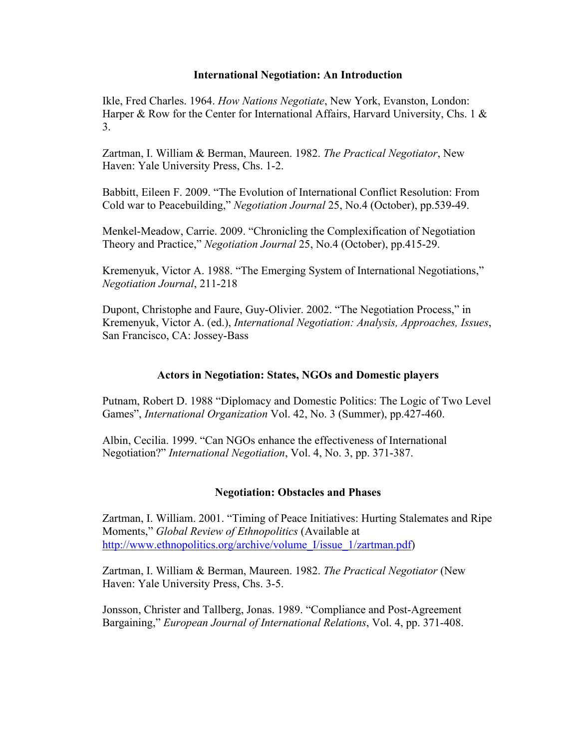## International Negotiation: An Introduction

Ikle, Fred Charles. 1964. *How Nations Negotiate*, New York, Evanston, London: Harper & Row for the Center for International Affairs, Harvard University, Chs. 1 & 3.

Zartman, I. William & Berman, Maureen. 1982. *The Practical Negotiator*, New Haven: Yale University Press, Chs. 1-2.

Babbitt, Eileen F. 2009. "The Evolution of International Conflict Resolution: From Cold war to Peacebuilding," *Negotiation Journal* 25, No.4 (October), pp.539-49.

Menkel-Meadow, Carrie. 2009. "Chronicling the Complexification of Negotiation Theory and Practice," *Negotiation Journal* 25, No.4 (October), pp.415-29.

Kremenyuk, Victor A. 1988. "The Emerging System of International Negotiations," *Negotiation Journal*, 211-218

Dupont, Christophe and Faure, Guy-Olivier. 2002. "The Negotiation Process," in Kremenyuk, Victor A. (ed.), *International Negotiation: Analysis, Approaches, Issues*, San Francisco, CA: Jossey-Bass

## Actors in Negotiation: States, NGOs and Domestic players

Putnam, Robert D. 1988 "Diplomacy and Domestic Politics: The Logic of Two Level Games", *International Organization* Vol. 42, No. 3 (Summer), pp.427-460.

Albin, Cecilia. 1999. "Can NGOs enhance the effectiveness of International Negotiation?" *International Negotiation*, Vol. 4, No. 3, pp. 371-387.

## Negotiation: Obstacles and Phases

Zartman, I. William. 2001. "Timing of Peace Initiatives: Hurting Stalemates and Ripe Moments," *Global Review of Ethnopolitics* (Available at http://www.ethnopolitics.org/archive/volume_I/issue_1/zartman.pdf)

Zartman, I. William & Berman, Maureen. 1982. *The Practical Negotiator* (New Haven: Yale University Press, Chs. 3-5.

Jonsson, Christer and Tallberg, Jonas. 1989. "Compliance and Post-Agreement Bargaining," *European Journal of International Relations*, Vol. 4, pp. 371-408.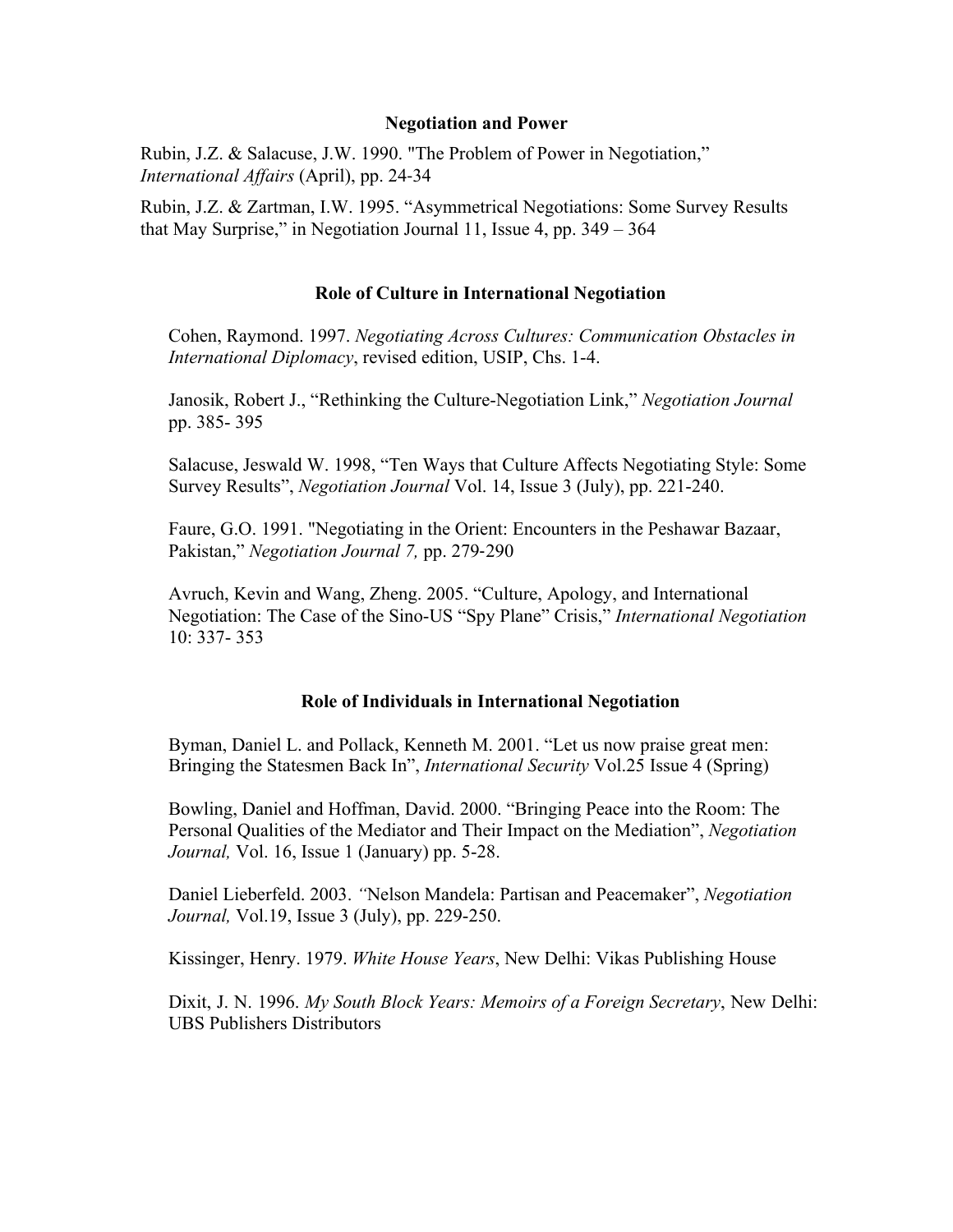## Negotiation and Power

Rubin, J.Z. & Salacuse, J.W. 1990. "The Problem of Power in Negotiation," *International Affairs* (April), pp. 24-34

Rubin, J.Z. & Zartman, I.W. 1995. "Asymmetrical Negotiations: Some Survey Results that May Surprise," in Negotiation Journal 11, Issue 4, pp. 349 – 364

## Role of Culture in International Negotiation

Cohen, Raymond. 1997. *Negotiating Across Cultures: Communication Obstacles in International Diplomacy*, revised edition, USIP, Chs. 1-4.

Janosik, Robert J., "Rethinking the Culture-Negotiation Link," *Negotiation Journal* pp. 385- 395

Salacuse, Jeswald W. 1998, "Ten Ways that Culture Affects Negotiating Style: Some Survey Results", *Negotiation Journal* Vol. 14, Issue 3 (July), pp. 221-240.

Faure, G.O. 1991. "Negotiating in the Orient: Encounters in the Peshawar Bazaar, Pakistan," *Negotiation Journal 7,* pp. 279-290

Avruch, Kevin and Wang, Zheng. 2005. "Culture, Apology, and International Negotiation: The Case of the Sino-US "Spy Plane" Crisis," *International Negotiation* 10: 337- 353

## Role of Individuals in International Negotiation

Byman, Daniel L. and Pollack, Kenneth M. 2001. "Let us now praise great men: Bringing the Statesmen Back In", *International Security* Vol.25 Issue 4 (Spring)

Bowling, Daniel and Hoffman, David. 2000. "Bringing Peace into the Room: The Personal Qualities of the Mediator and Their Impact on the Mediation", *Negotiation Journal,* Vol. 16, Issue 1 (January) pp. 5-28.

Daniel Lieberfeld. 2003. *"*Nelson Mandela: Partisan and Peacemaker", *Negotiation Journal,* Vol.19, Issue 3 (July), pp. 229-250.

Kissinger, Henry. 1979. *White House Years*, New Delhi: Vikas Publishing House

Dixit, J. N. 1996. *My South Block Years: Memoirs of a Foreign Secretary*, New Delhi: UBS Publishers Distributors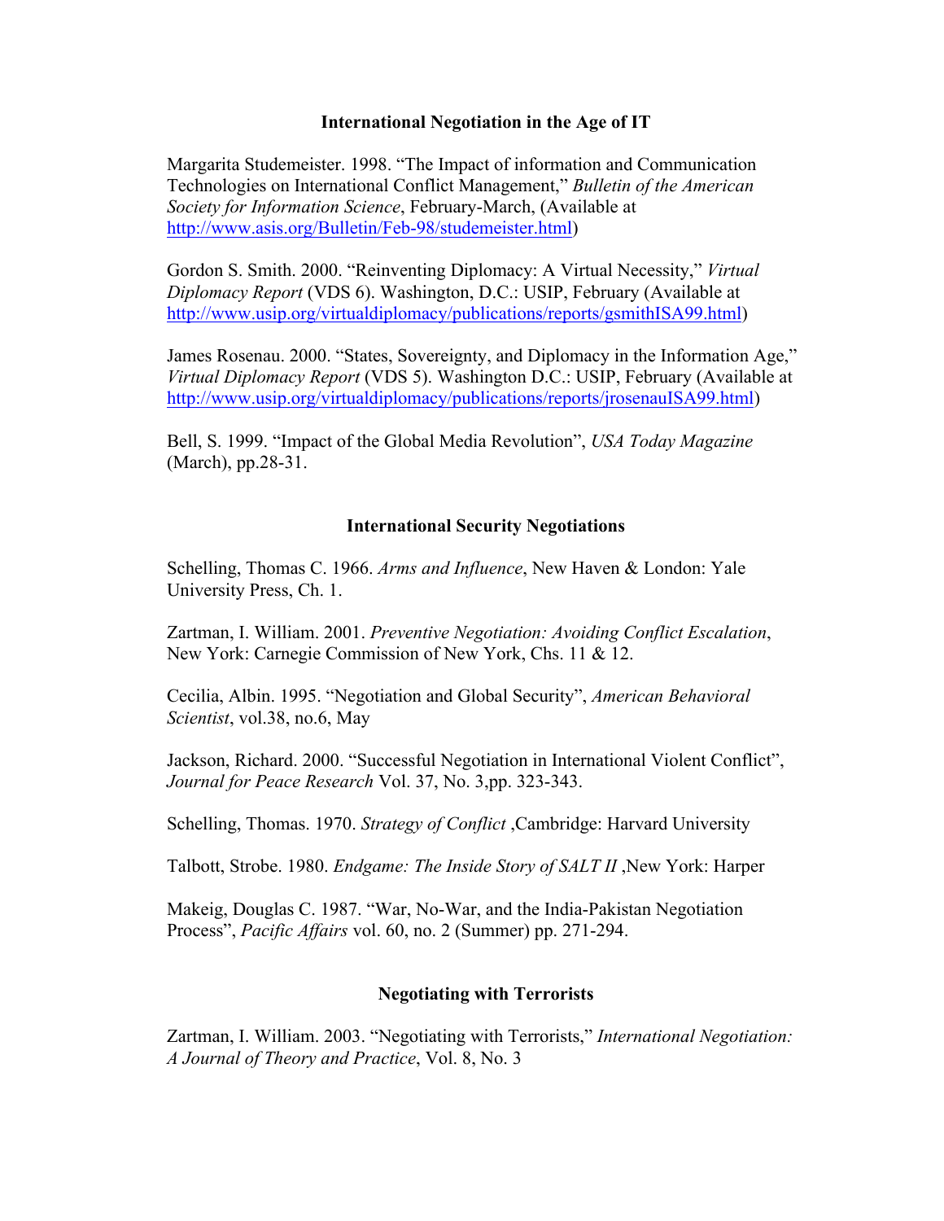## International Negotiation in the Age of IT

Margarita Studemeister. 1998. "The Impact of information and Communication Technologies on International Conflict Management," *Bulletin of the American Society for Information Science*, February-March, (Available at http://www.asis.org/Bulletin/Feb-98/studemeister.html)

Gordon S. Smith. 2000. "Reinventing Diplomacy: A Virtual Necessity," *Virtual Diplomacy Report* (VDS 6). Washington, D.C.: USIP, February (Available at http://www.usip.org/virtualdiplomacy/publications/reports/gsmithISA99.html)

James Rosenau. 2000. "States, Sovereignty, and Diplomacy in the Information Age," *Virtual Diplomacy Report* (VDS 5). Washington D.C.: USIP, February (Available at http://www.usip.org/virtualdiplomacy/publications/reports/jrosenauISA99.html)

Bell, S. 1999. "Impact of the Global Media Revolution", *USA Today Magazine* (March), pp.28-31.

## International Security Negotiations

Schelling, Thomas C. 1966. *Arms and Influence*, New Haven & London: Yale University Press, Ch. 1.

Zartman, I. William. 2001. *Preventive Negotiation: Avoiding Conflict Escalation*, New York: Carnegie Commission of New York, Chs. 11 & 12.

Cecilia, Albin. 1995. "Negotiation and Global Security", *American Behavioral Scientist*, vol.38, no.6, May

Jackson, Richard. 2000. "Successful Negotiation in International Violent Conflict", *Journal for Peace Research* Vol. 37, No. 3,pp. 323-343.

Schelling, Thomas. 1970. *Strategy of Conflict* ,Cambridge: Harvard University

Talbott, Strobe. 1980. *Endgame: The Inside Story of SALT II* ,New York: Harper

Makeig, Douglas C. 1987. "War, No-War, and the India-Pakistan Negotiation Process", *Pacific Affairs* vol. 60, no. 2 (Summer) pp. 271-294.

## Negotiating with Terrorists

Zartman, I. William. 2003. "Negotiating with Terrorists," *International Negotiation: A Journal of Theory and Practice*, Vol. 8, No. 3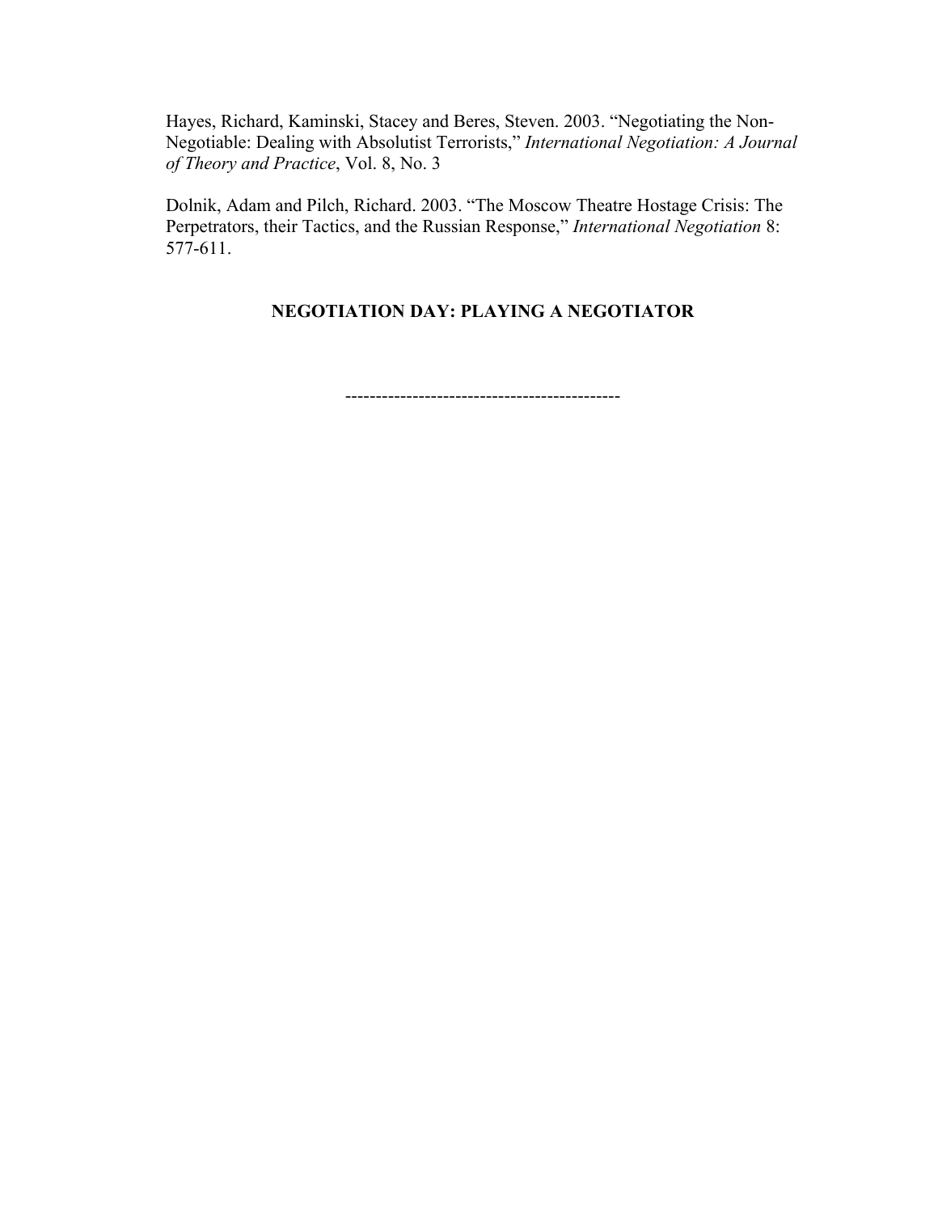Hayes, Richard, Kaminski, Stacey and Beres, Steven. 2003. "Negotiating the Non-Negotiable: Dealing with Absolutist Terrorists," *International Negotiation: A Journal of Theory and Practice*, Vol. 8, No. 3

Dolnik, Adam and Pilch, Richard. 2003. "The Moscow Theatre Hostage Crisis: The Perpetrators, their Tactics, and the Russian Response," *International Negotiation* 8: 577-611.

## NEGOTIATION DAY: PLAYING A NEGOTIATOR

---------------------------------------------